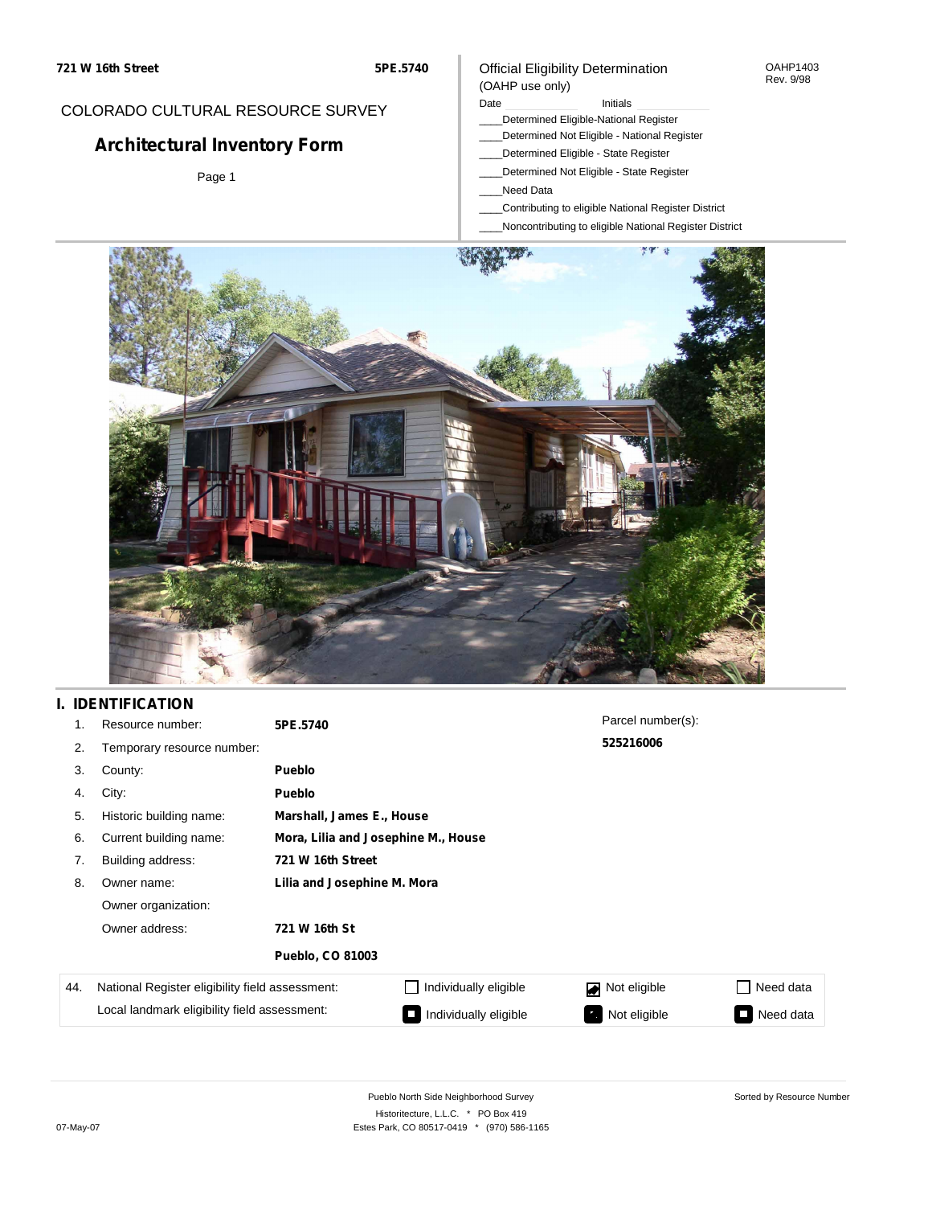721 W 16th Street — 5PE.5740

COLORADO CULTURAL RESOURCE SURVEY

# Architectural Inventory Form

Page 1

Official Eligibility Determination
(OAHP use only)

OAHP1403
Rev. 9/98

Date ____________ Initials ____________

____Determined Eligible-National Register
____Determined Not Eligible - National Register
____Determined Eligible - State Register
____Determined Not Eligible - State Register
____Need Data
____Contributing to eligible National Register District
____Noncontributing to eligible National Register District

## I. IDENTIFICATION

1. Resource number: **5PE.5740**
2. Temporary resource number:
3. County: **Pueblo**
4. City: **Pueblo**
5. Historic building name: **Marshall, James E., House**
6. Current building name: **Mora, Lilia and Josephine M., House**
7. Building address: **721 W 16th Street**
8. Owner name: **Lilia and Josephine M. Mora**

   Owner organization:

   Owner address: **721 W 16th St**

   **Pueblo, CO 81003**

Parcel number(s): **525216006**

| 44. | | | | |
|---|---|---|---|---|
| | National Register eligibility field assessment: | ☐ Individually eligible | ☑ Not eligible | ☐ Need data |
| | Local landmark eligibility field assessment: | ☐ Individually eligible | ☑ Not eligible | ☐ Need data |

Pueblo North Side Neighborhood Survey
Historitecture, L.L.C. * PO Box 419
Estes Park, CO 80517-0419 * (970) 586-1165

Sorted by Resource Number

07-May-07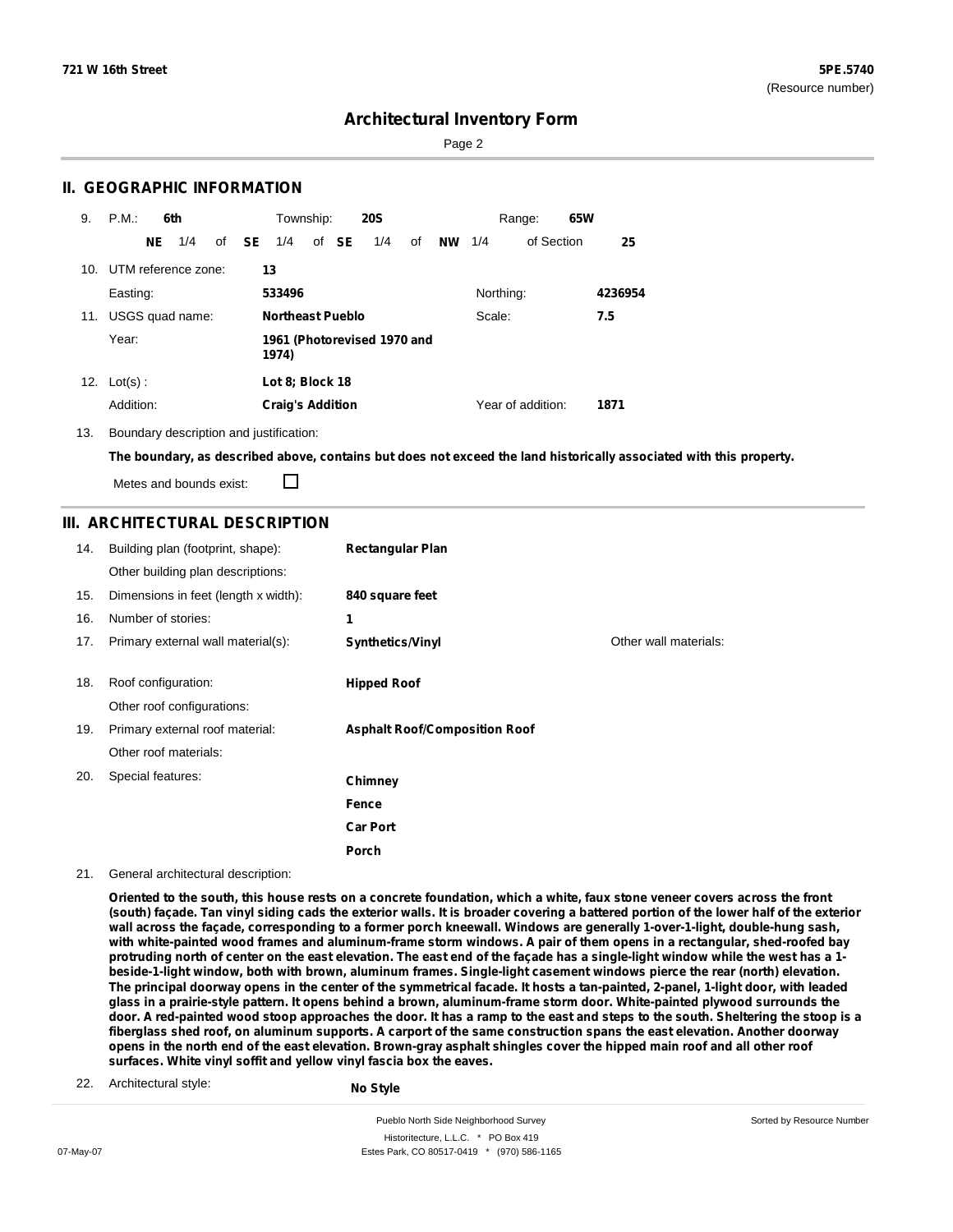**721 W 16th Street** **5PE.5740**
(Resource number)

# Architectural Inventory Form

## II. GEOGRAPHIC INFORMATION

9. P.M.: **6th** Township: **20S** Range: **65W**

**NE** 1/4 of **SE** 1/4 of **SE** 1/4 of **NW** 1/4 of Section **25**

10. UTM reference zone: **13**

Easting: **533496** Northing: **4236954**

11. USGS quad name: **Northeast Pueblo** Scale: **7.5**

Year: **1961 (Photorevised 1970 and 1974)**

12. Lot(s) : **Lot 8; Block 18**

Addition: **Craig's Addition** Year of addition: **1871**

13. Boundary description and justification:

**The boundary, as described above, contains but does not exceed the land historically associated with this property.**

Metes and bounds exist: ☐

## III. ARCHITECTURAL DESCRIPTION

14. Building plan (footprint, shape): **Rectangular Plan**

Other building plan descriptions:

15. Dimensions in feet (length x width): **840 square feet**

16. Number of stories: **1**

17. Primary external wall material(s): **Synthetics/Vinyl** Other wall materials:

18. Roof configuration: **Hipped Roof**

Other roof configurations:

19. Primary external roof material: **Asphalt Roof/Composition Roof**

Other roof materials:

20. Special features: **Chimney**

**Fence**

**Car Port**

**Porch**

21. General architectural description:

**Oriented to the south, this house rests on a concrete foundation, which a white, faux stone veneer covers across the front (south) façade. Tan vinyl siding cads the exterior walls. It is broader covering a battered portion of the lower half of the exterior wall across the façade, corresponding to a former porch kneewall. Windows are generally 1-over-1-light, double-hung sash, with white-painted wood frames and aluminum-frame storm windows. A pair of them opens in a rectangular, shed-roofed bay protruding north of center on the east elevation. The east end of the façade has a single-light window while the west has a 1-beside-1-light window, both with brown, aluminum frames. Single-light casement windows pierce the rear (north) elevation. The principal doorway opens in the center of the symmetrical facade. It hosts a tan-painted, 2-panel, 1-light door, with leaded glass in a prairie-style pattern. It opens behind a brown, aluminum-frame storm door. White-painted plywood surrounds the door. A red-painted wood stoop approaches the door. It has a ramp to the east and steps to the south. Sheltering the stoop is a fiberglass shed roof, on aluminum supports. A carport of the same construction spans the east elevation. Another doorway opens in the north end of the east elevation. Brown-gray asphalt shingles cover the hipped main roof and all other roof surfaces. White vinyl soffit and yellow vinyl fascia box the eaves.**

22. Architectural style: **No Style**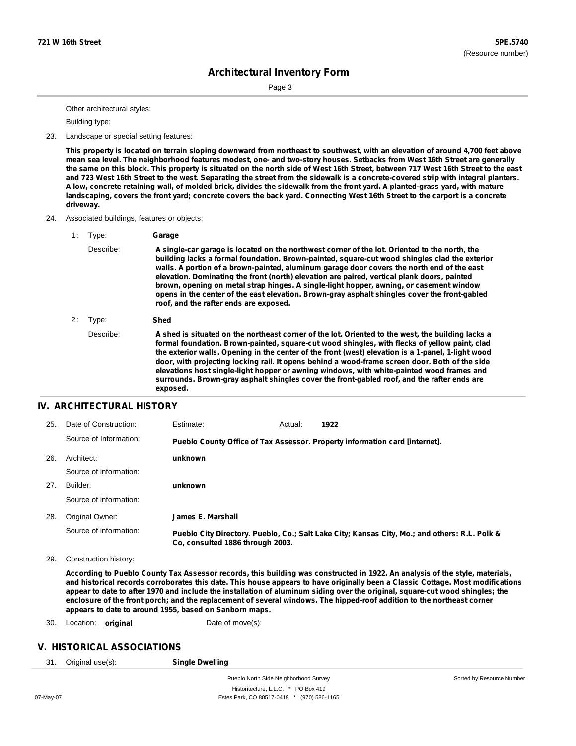Other architectural styles:

Building type:

23. Landscape or special setting features:

**This property is located on terrain sloping downward from northeast to southwest, with an elevation of around 4,700 feet above mean sea level. The neighborhood features modest, one- and two-story houses. Setbacks from West 16th Street are generally the same on this block. This property is situated on the north side of West 16th Street, between 717 West 16th Street to the east and 723 West 16th Street to the west. Separating the street from the sidewalk is a concrete-covered strip with integral planters. A low, concrete retaining wall, of molded brick, divides the sidewalk from the front yard. A planted-grass yard, with mature landscaping, covers the front yard; concrete covers the back yard. Connecting West 16th Street to the carport is a concrete driveway.**

24. Associated buildings, features or objects:

1 : Type: **Garage**

Describe: **A single-car garage is located on the northwest corner of the lot. Oriented to the north, the building lacks a formal foundation. Brown-painted, square-cut wood shingles clad the exterior walls. A portion of a brown-painted, aluminum garage door covers the north end of the east elevation. Dominating the front (north) elevation are paired, vertical plank doors, painted brown, opening on metal strap hinges. A single-light hopper, awning, or casement window opens in the center of the east elevation. Brown-gray asphalt shingles cover the front-gabled roof, and the rafter ends are exposed.**

2 : Type: **Shed**

Describe: **A shed is situated on the northeast corner of the lot. Oriented to the west, the building lacks a formal foundation. Brown-painted, square-cut wood shingles, with flecks of yellow paint, clad the exterior walls. Opening in the center of the front (west) elevation is a 1-panel, 1-light wood door, with projecting locking rail. It opens behind a wood-frame screen door. Both of the side elevations host single-light hopper or awning windows, with white-painted wood frames and surrounds. Brown-gray asphalt shingles cover the front-gabled roof, and the rafter ends are exposed.**

## IV. ARCHITECTURAL HISTORY

25. Date of Construction: Estimate: Actual: **1922**

Source of Information: **Pueblo County Office of Tax Assessor. Property information card [internet].**

26. Architect: **unknown**

Source of information:

27. Builder: **unknown**

Source of information:

28. Original Owner: **James E. Marshall**

Source of information: **Pueblo City Directory. Pueblo, Co.; Salt Lake City; Kansas City, Mo.; and others: R.L. Polk & Co, consulted 1886 through 2003.**

29. Construction history:

**According to Pueblo County Tax Assessor records, this building was constructed in 1922. An analysis of the style, materials, and historical records corroborates this date. This house appears to have originally been a Classic Cottage. Most modifications appear to date to after 1970 and include the installation of aluminum siding over the original, square-cut wood shingles; the enclosure of the front porch; and the replacement of several windows. The hipped-roof addition to the northeast corner appears to date to around 1955, based on Sanborn maps.**

30. Location: **original** Date of move(s):

## V. HISTORICAL ASSOCIATIONS

31. Original use(s): **Single Dwelling**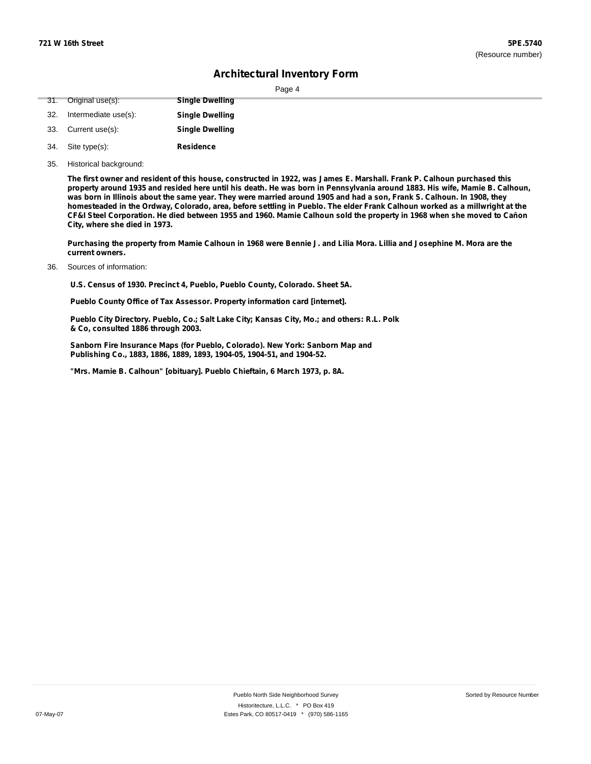# Architectural Inventory Form

31. Original use(s): **Single Dwelling**

32. Intermediate use(s): **Single Dwelling**

33. Current use(s): **Single Dwelling**

34. Site type(s): **Residence**

35. Historical background:

**The first owner and resident of this house, constructed in 1922, was James E. Marshall. Frank P. Calhoun purchased this property around 1935 and resided here until his death. He was born in Pennsylvania around 1883. His wife, Mamie B. Calhoun, was born in Illinois about the same year. They were married around 1905 and had a son, Frank S. Calhoun. In 1908, they homesteaded in the Ordway, Colorado, area, before settling in Pueblo. The elder Frank Calhoun worked as a millwright at the CF&I Steel Corporation. He died between 1955 and 1960. Mamie Calhoun sold the property in 1968 when she moved to Cañon City, where she died in 1973.**

**Purchasing the property from Mamie Calhoun in 1968 were Bennie J. and Lilia Mora. Lillia and Josephine M. Mora are the current owners.**

36. Sources of information:

**U.S. Census of 1930. Precinct 4, Pueblo, Pueblo County, Colorado. Sheet 5A.**

**Pueblo County Office of Tax Assessor. Property information card [internet].**

**Pueblo City Directory. Pueblo, Co.; Salt Lake City; Kansas City, Mo.; and others: R.L. Polk & Co, consulted 1886 through 2003.**

**Sanborn Fire Insurance Maps (for Pueblo, Colorado). New York: Sanborn Map and Publishing Co., 1883, 1886, 1889, 1893, 1904-05, 1904-51, and 1904-52.**

**"Mrs. Mamie B. Calhoun" [obituary]. Pueblo Chieftain, 6 March 1973, p. 8A.**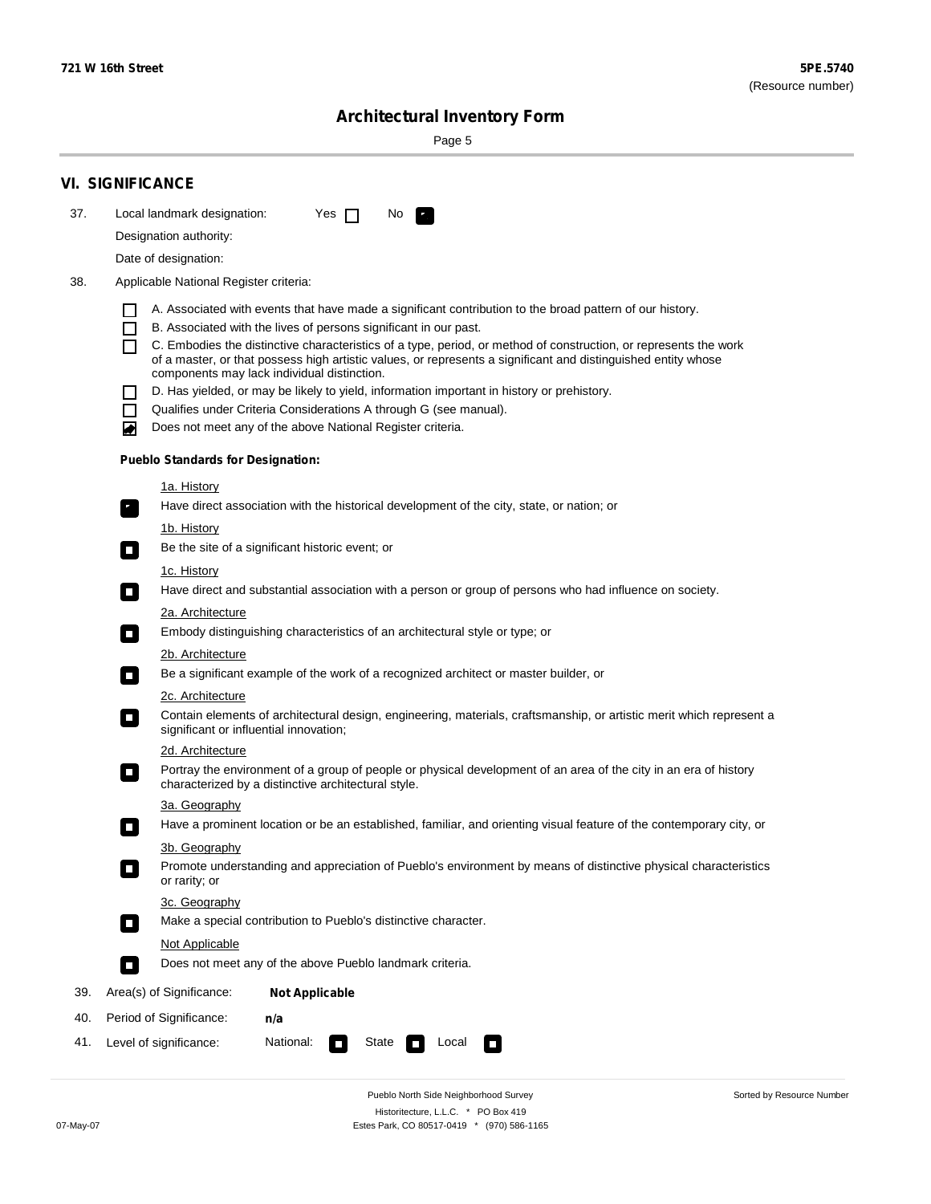## VI. SIGNIFICANCE

37. Local landmark designation: Yes ☐ No ☑

Designation authority:

Date of designation:

38. Applicable National Register criteria:

☐ A. Associated with events that have made a significant contribution to the broad pattern of our history.

☐ B. Associated with the lives of persons significant in our past.

☐ C. Embodies the distinctive characteristics of a type, period, or method of construction, or represents the work of a master, or that possess high artistic values, or represents a significant and distinguished entity whose components may lack individual distinction.

☐ D. Has yielded, or may be likely to yield, information important in history or prehistory.

☐ Qualifies under Criteria Considerations A through G (see manual).

☑ Does not meet any of the above National Register criteria.

**Pueblo Standards for Designation:**

1a. History

☑ Have direct association with the historical development of the city, state, or nation; or

1b. History

☐ Be the site of a significant historic event; or

1c. History

☐ Have direct and substantial association with a person or group of persons who had influence on society.

2a. Architecture

☐ Embody distinguishing characteristics of an architectural style or type; or

2b. Architecture

☐ Be a significant example of the work of a recognized architect or master builder, or

2c. Architecture

☐ Contain elements of architectural design, engineering, materials, craftsmanship, or artistic merit which represent a significant or influential innovation;

2d. Architecture

☐ Portray the environment of a group of people or physical development of an area of the city in an era of history characterized by a distinctive architectural style.

3a. Geography

☐ Have a prominent location or be an established, familiar, and orienting visual feature of the contemporary city, or

3b. Geography

☐ Promote understanding and appreciation of Pueblo's environment by means of distinctive physical characteristics or rarity; or

3c. Geography

☐ Make a special contribution to Pueblo's distinctive character.

Not Applicable

☐ Does not meet any of the above Pueblo landmark criteria.

39. Area(s) of Significance: **Not Applicable**

40. Period of Significance: **n/a**

41. Level of significance: National: ☐ State ☐ Local ☐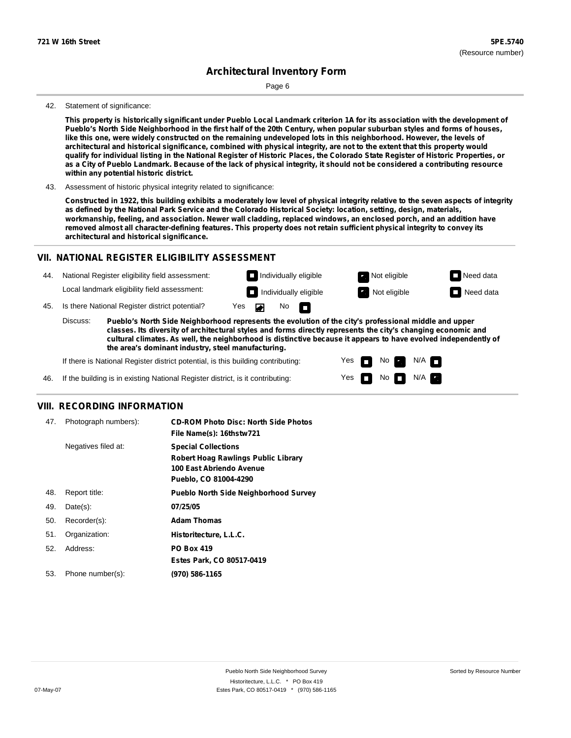42. Statement of significance:

**This property is historically significant under Pueblo Local Landmark criterion 1A for its association with the development of Pueblo's North Side Neighborhood in the first half of the 20th Century, when popular suburban styles and forms of houses, like this one, were widely constructed on the remaining undeveloped lots in this neighborhood. However, the levels of architectural and historical significance, combined with physical integrity, are not to the extent that this property would qualify for individual listing in the National Register of Historic Places, the Colorado State Register of Historic Properties, or as a City of Pueblo Landmark. Because of the lack of physical integrity, it should not be considered a contributing resource within any potential historic district.**

43. Assessment of historic physical integrity related to significance:

**Constructed in 1922, this building exhibits a moderately low level of physical integrity relative to the seven aspects of integrity as defined by the National Park Service and the Colorado Historical Society: location, setting, design, materials, workmanship, feeling, and association. Newer wall cladding, replaced windows, an enclosed porch, and an addition have removed almost all character-defining features. This property does not retain sufficient physical integrity to convey its architectural and historical significance.**

## VII. NATIONAL REGISTER ELIGIBILITY ASSESSMENT

44. National Register eligibility field assessment: ☐ Individually eligible ☑ Not eligible ☐ Need data

Local landmark eligibility field assessment: ☐ Individually eligible ☑ Not eligible ☐ Need data

45. Is there National Register district potential? Yes ☑ No ☐

Discuss: **Pueblo's North Side Neighborhood represents the evolution of the city's professional middle and upper classes. Its diversity of architectural styles and forms directly represents the city's changing economic and cultural climates. As well, the neighborhood is distinctive because it appears to have evolved independently of the area's dominant industry, steel manufacturing.**

If there is National Register district potential, is this building contributing: Yes ☐ No ☑ N/A ☐

46. If the building is in existing National Register district, is it contributing: Yes ☐ No ☐ N/A ☑

## VIII. RECORDING INFORMATION

47. Photograph numbers): **CD-ROM Photo Disc: North Side Photos**
**File Name(s): 16thstw721**

Negatives filed at: **Special Collections**
**Robert Hoag Rawlings Public Library**
**100 East Abriendo Avenue**
**Pueblo, CO 81004-4290**

48. Report title: **Pueblo North Side Neighborhood Survey**

49. Date(s): **07/25/05**

50. Recorder(s): **Adam Thomas**

51. Organization: **Historitecture, L.L.C.**

52. Address: **PO Box 419**
**Estes Park, CO 80517-0419**

53. Phone number(s): **(970) 586-1165**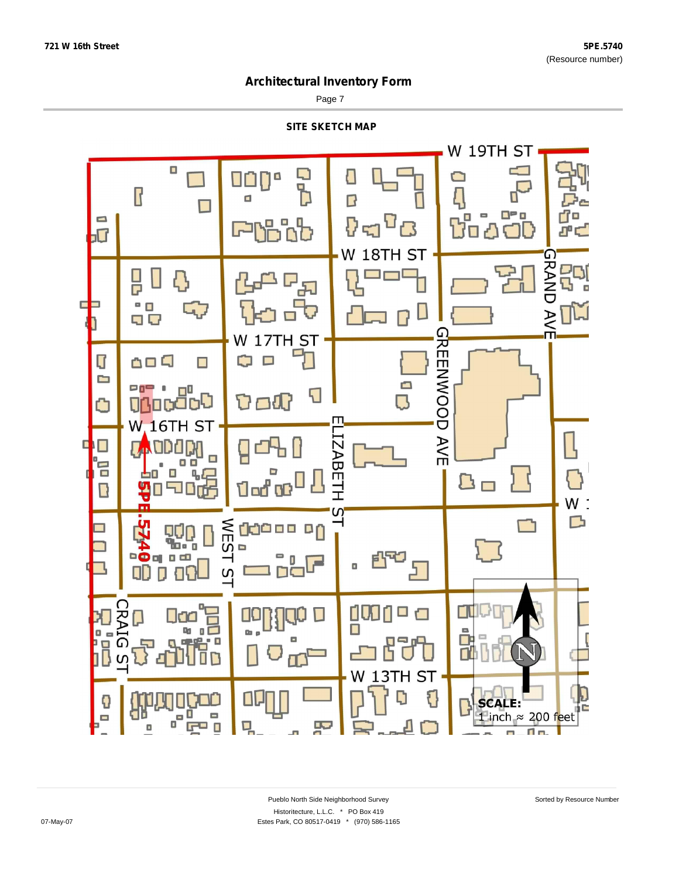# Architectural Inventory Form

## SITE SKETCH MAP

W 19TH ST

W 18TH ST

W 17TH ST

W 16TH ST

W 13TH ST

GRAND AVE

GREENWOOD AVE

ELIZABETH ST

WEST ST

CRAIG ST

5PE.5740

N

**SCALE:** 1 inch ≈ 200 feet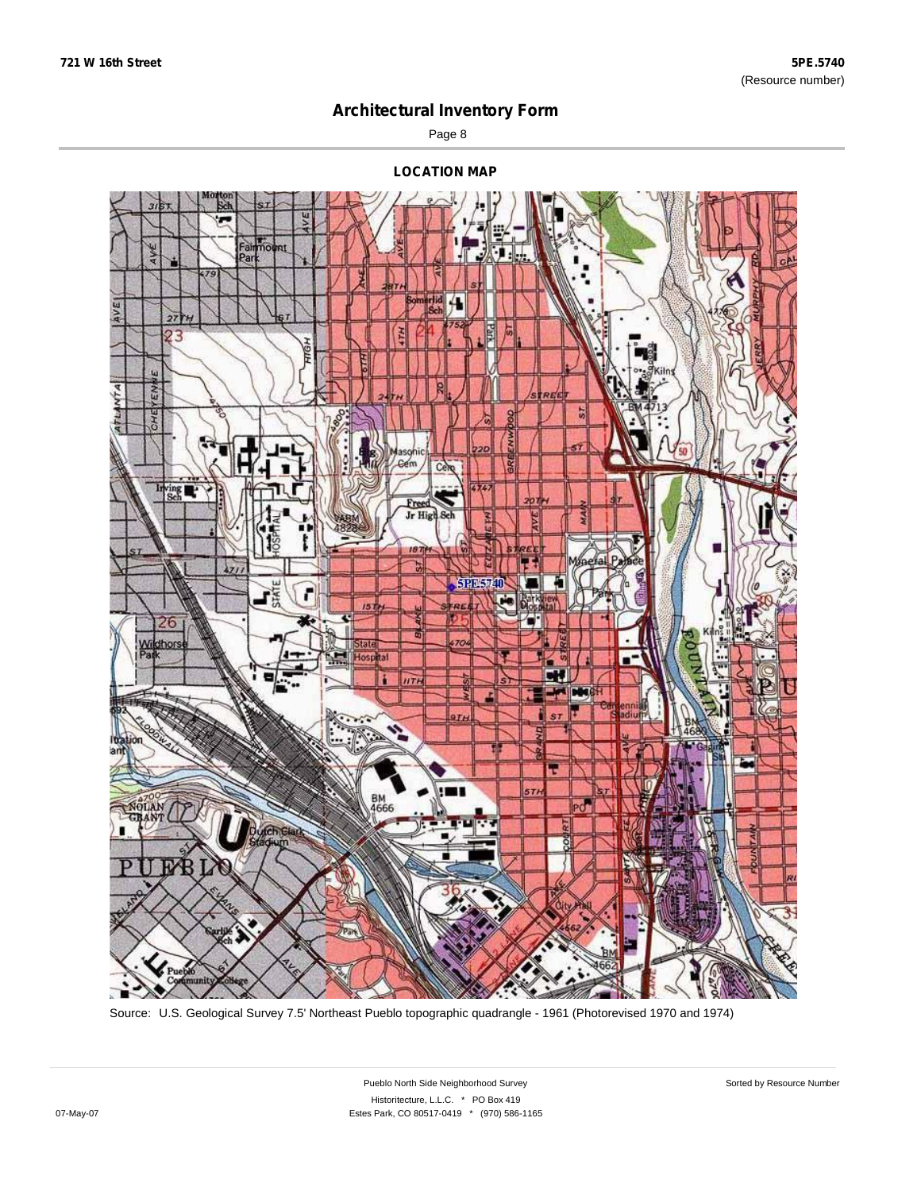## LOCATION MAP

Source: U.S. Geological Survey 7.5' Northeast Pueblo topographic quadrangle - 1961 (Photorevised 1970 and 1974)